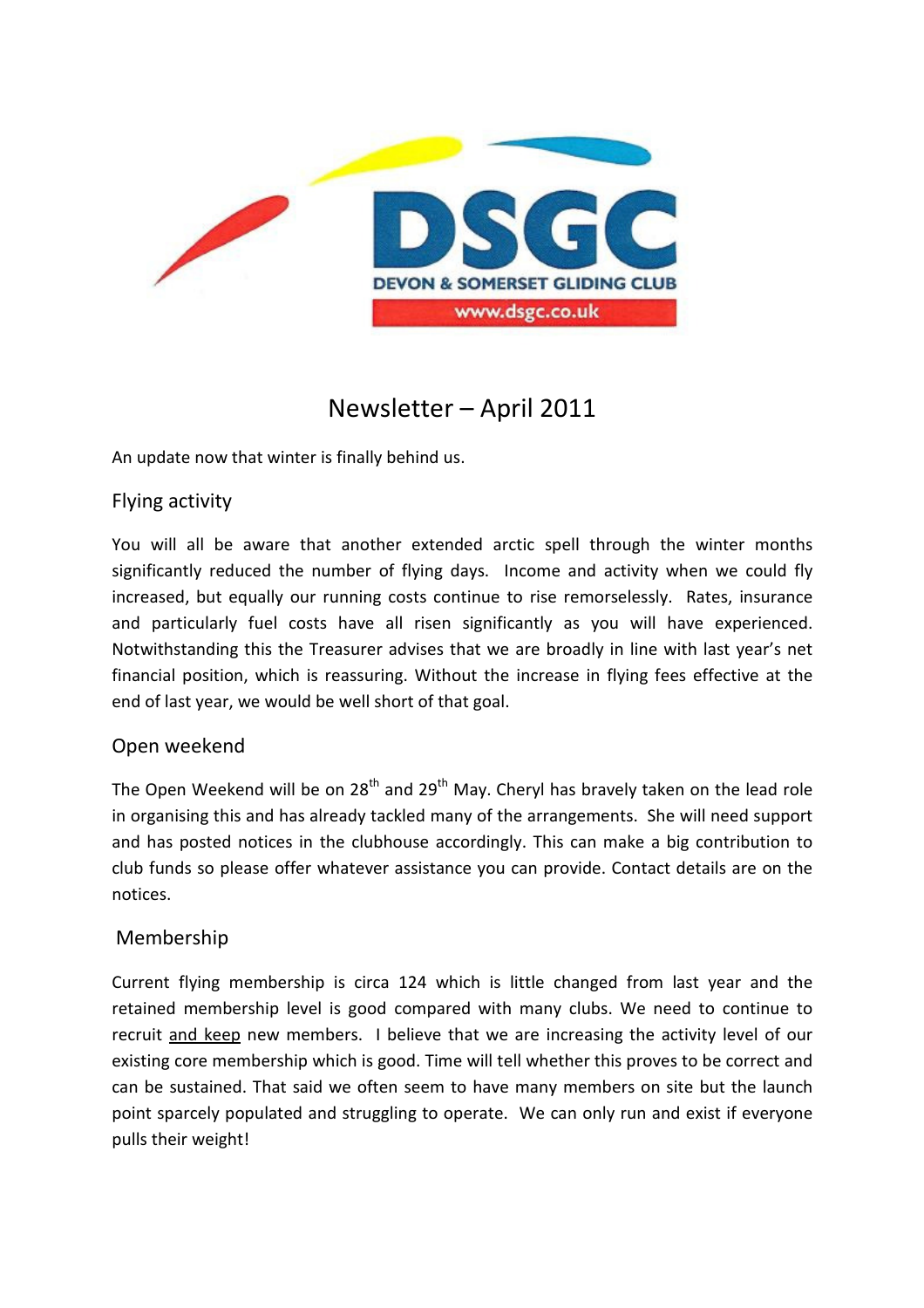DSGC

DEVON & SOMERSET GLIDING CLUB

www.dsgc.co.uk

# Newsletter – April 2011

An update now that winter is finally behind us.

## Flying activity

You will all be aware that another extended arctic spell through the winter months significantly reduced the number of flying days. Income and activity when we could fly increased, but equally our running costs continue to rise remorselessly. Rates, insurance and particularly fuel costs have all risen significantly as you will have experienced. Notwithstanding this the Treasurer advises that we are broadly in line with last year's net financial position, which is reassuring. Without the increase in flying fees effective at the end of last year, we would be well short of that goal.

## Open weekend

The Open Weekend will be on 28th and 29th May. Cheryl has bravely taken on the lead role in organising this and has already tackled many of the arrangements. She will need support and has posted notices in the clubhouse accordingly. This can make a big contribution to club funds so please offer whatever assistance you can provide. Contact details are on the notices.

## Membership

Current flying membership is circa 124 which is little changed from last year and the retained membership level is good compared with many clubs. We need to continue to recruit and keep new members. I believe that we are increasing the activity level of our existing core membership which is good. Time will tell whether this proves to be correct and can be sustained. That said we often seem to have many members on site but the launch point sparcely populated and struggling to operate. We can only run and exist if everyone pulls their weight!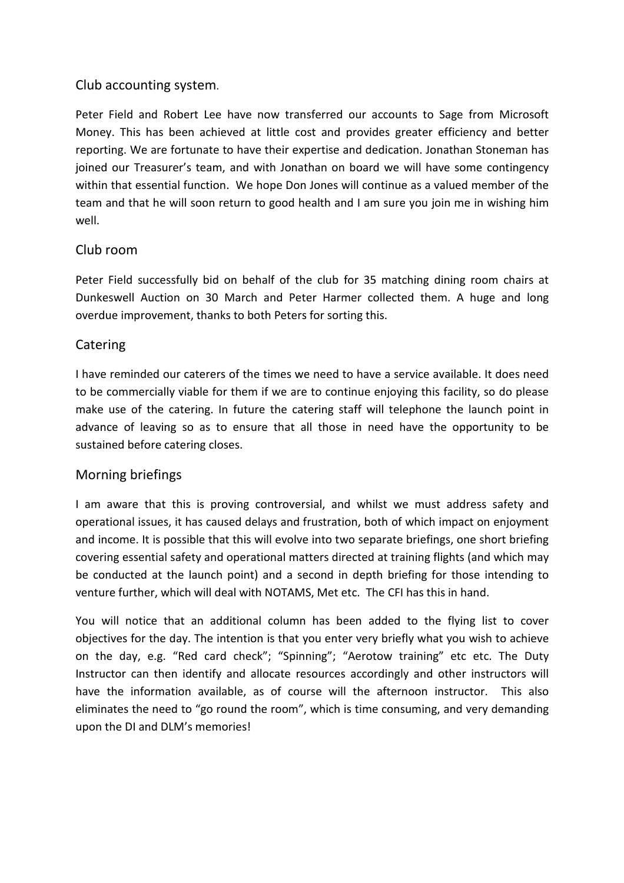## Club accounting system.

Peter Field and Robert Lee have now transferred our accounts to Sage from Microsoft Money. This has been achieved at little cost and provides greater efficiency and better reporting. We are fortunate to have their expertise and dedication. Jonathan Stoneman has joined our Treasurer's team, and with Jonathan on board we will have some contingency within that essential function. We hope Don Jones will continue as a valued member of the team and that he will soon return to good health and I am sure you join me in wishing him well.

## Club room

Peter Field successfully bid on behalf of the club for 35 matching dining room chairs at Dunkeswell Auction on 30 March and Peter Harmer collected them. A huge and long overdue improvement, thanks to both Peters for sorting this.

## Catering

I have reminded our caterers of the times we need to have a service available. It does need to be commercially viable for them if we are to continue enjoying this facility, so do please make use of the catering. In future the catering staff will telephone the launch point in advance of leaving so as to ensure that all those in need have the opportunity to be sustained before catering closes.

## Morning briefings

I am aware that this is proving controversial, and whilst we must address safety and operational issues, it has caused delays and frustration, both of which impact on enjoyment and income. It is possible that this will evolve into two separate briefings, one short briefing covering essential safety and operational matters directed at training flights (and which may be conducted at the launch point) and a second in depth briefing for those intending to venture further, which will deal with NOTAMS, Met etc. The CFI has this in hand.

You will notice that an additional column has been added to the flying list to cover objectives for the day. The intention is that you enter very briefly what you wish to achieve on the day, e.g. "Red card check"; "Spinning"; "Aerotow training" etc etc. The Duty Instructor can then identify and allocate resources accordingly and other instructors will have the information available, as of course will the afternoon instructor. This also eliminates the need to "go round the room", which is time consuming, and very demanding upon the DI and DLM's memories!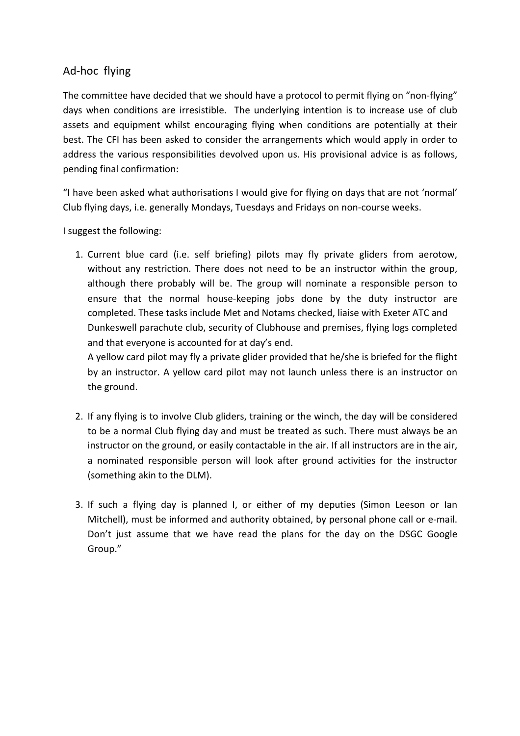## Ad-hoc flying

The committee have decided that we should have a protocol to permit flying on "non-flying" days when conditions are irresistible. The underlying intention is to increase use of club assets and equipment whilst encouraging flying when conditions are potentially at their best. The CFI has been asked to consider the arrangements which would apply in order to address the various responsibilities devolved upon us. His provisional advice is as follows, pending final confirmation:

"I have been asked what authorisations I would give for flying on days that are not 'normal' Club flying days, i.e. generally Mondays, Tuesdays and Fridays on non-course weeks.

I suggest the following:

1. Current blue card (i.e. self briefing) pilots may fly private gliders from aerotow, without any restriction. There does not need to be an instructor within the group, although there probably will be. The group will nominate a responsible person to ensure that the normal house-keeping jobs done by the duty instructor are completed. These tasks include Met and Notams checked, liaise with Exeter ATC and Dunkeswell parachute club, security of Clubhouse and premises, flying logs completed and that everyone is accounted for at day's end.

   A yellow card pilot may fly a private glider provided that he/she is briefed for the flight by an instructor. A yellow card pilot may not launch unless there is an instructor on the ground.

2. If any flying is to involve Club gliders, training or the winch, the day will be considered to be a normal Club flying day and must be treated as such. There must always be an instructor on the ground, or easily contactable in the air. If all instructors are in the air, a nominated responsible person will look after ground activities for the instructor (something akin to the DLM).

3. If such a flying day is planned I, or either of my deputies (Simon Leeson or Ian Mitchell), must be informed and authority obtained, by personal phone call or e-mail. Don't just assume that we have read the plans for the day on the DSGC Google Group."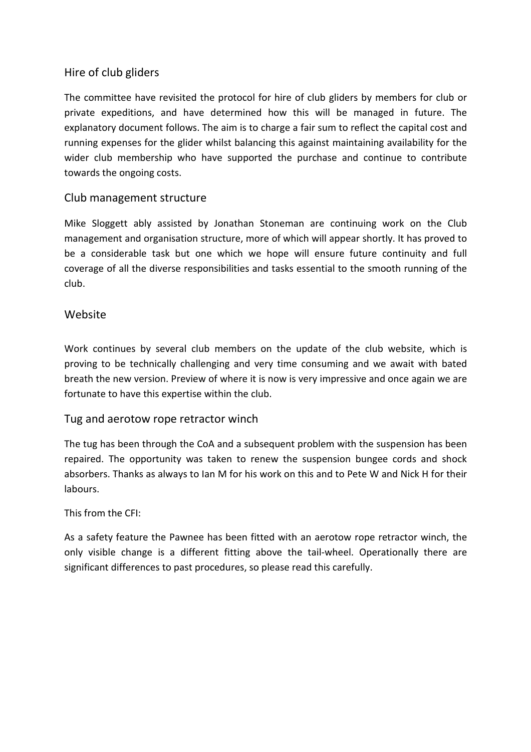## Hire of club gliders

The committee have revisited the protocol for hire of club gliders by members for club or private expeditions, and have determined how this will be managed in future. The explanatory document follows. The aim is to charge a fair sum to reflect the capital cost and running expenses for the glider whilst balancing this against maintaining availability for the wider club membership who have supported the purchase and continue to contribute towards the ongoing costs.

## Club management structure

Mike Sloggett ably assisted by Jonathan Stoneman are continuing work on the Club management and organisation structure, more of which will appear shortly. It has proved to be a considerable task but one which we hope will ensure future continuity and full coverage of all the diverse responsibilities and tasks essential to the smooth running of the club.

## Website

Work continues by several club members on the update of the club website, which is proving to be technically challenging and very time consuming and we await with bated breath the new version. Preview of where it is now is very impressive and once again we are fortunate to have this expertise within the club.

## Tug and aerotow rope retractor winch

The tug has been through the CoA and a subsequent problem with the suspension has been repaired. The opportunity was taken to renew the suspension bungee cords and shock absorbers. Thanks as always to Ian M for his work on this and to Pete W and Nick H for their labours.

This from the CFI:

As a safety feature the Pawnee has been fitted with an aerotow rope retractor winch, the only visible change is a different fitting above the tail-wheel. Operationally there are significant differences to past procedures, so please read this carefully.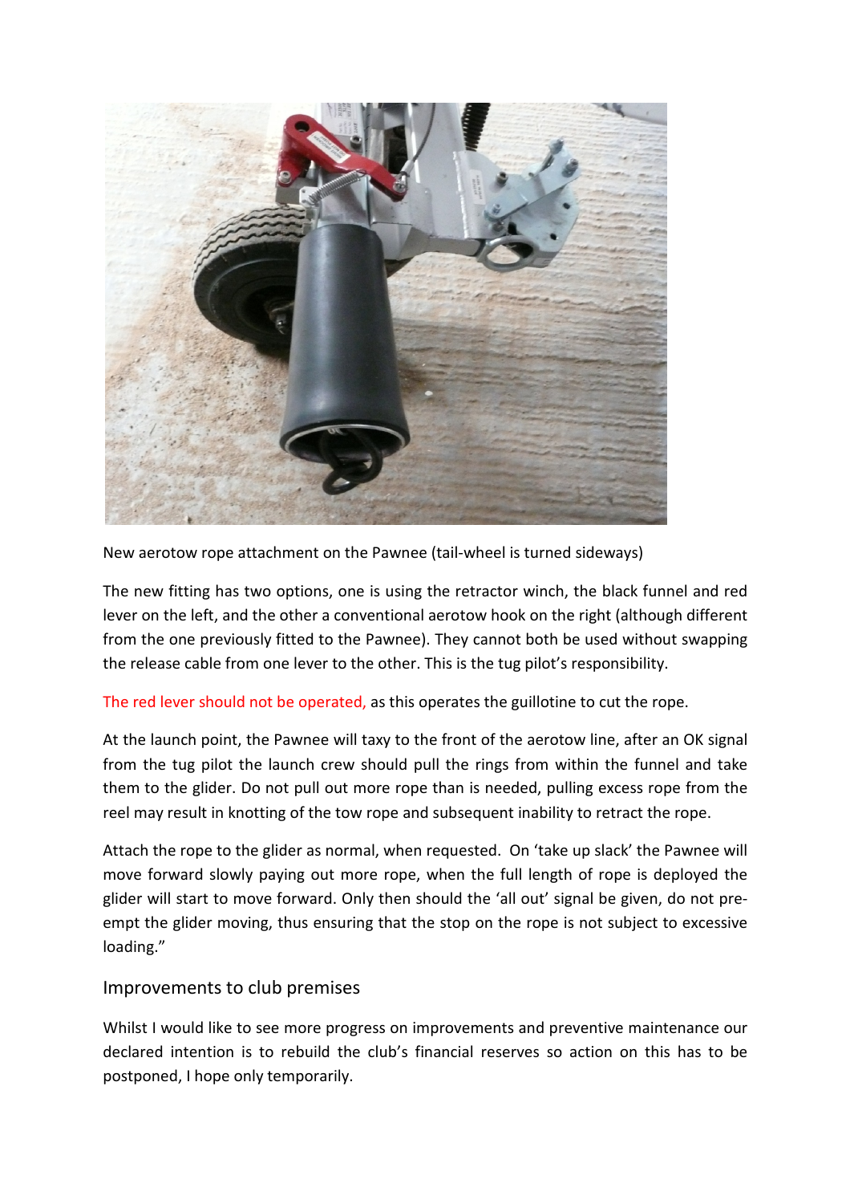New aerotow rope attachment on the Pawnee (tail-wheel is turned sideways)

The new fitting has two options, one is using the retractor winch, the black funnel and red lever on the left, and the other a conventional aerotow hook on the right (although different from the one previously fitted to the Pawnee). They cannot both be used without swapping the release cable from one lever to the other. This is the tug pilot's responsibility.

The red lever should not be operated, as this operates the guillotine to cut the rope.

At the launch point, the Pawnee will taxy to the front of the aerotow line, after an OK signal from the tug pilot the launch crew should pull the rings from within the funnel and take them to the glider. Do not pull out more rope than is needed, pulling excess rope from the reel may result in knotting of the tow rope and subsequent inability to retract the rope.

Attach the rope to the glider as normal, when requested. On 'take up slack' the Pawnee will move forward slowly paying out more rope, when the full length of rope is deployed the glider will start to move forward. Only then should the 'all out' signal be given, do not pre-empt the glider moving, thus ensuring that the stop on the rope is not subject to excessive loading."

## Improvements to club premises

Whilst I would like to see more progress on improvements and preventive maintenance our declared intention is to rebuild the club's financial reserves so action on this has to be postponed, I hope only temporarily.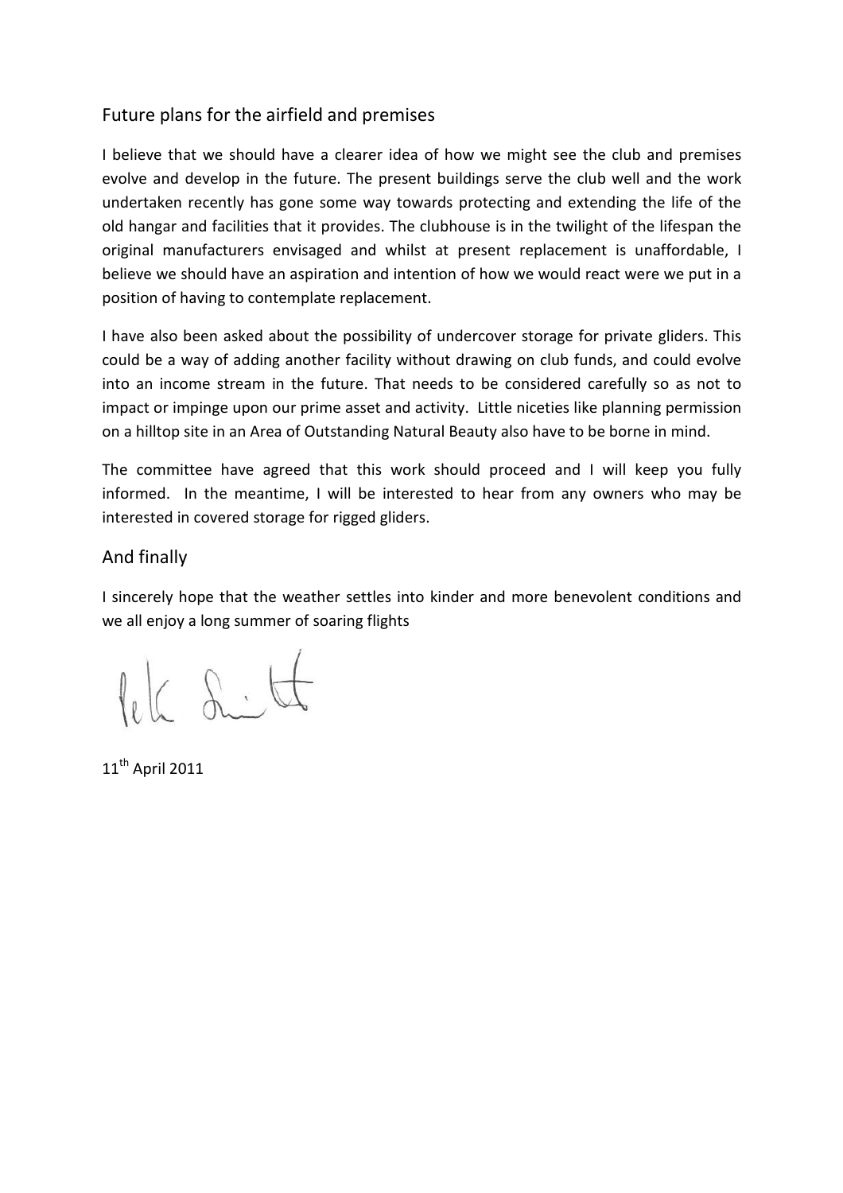## Future plans for the airfield and premises

I believe that we should have a clearer idea of how we might see the club and premises evolve and develop in the future. The present buildings serve the club well and the work undertaken recently has gone some way towards protecting and extending the life of the old hangar and facilities that it provides. The clubhouse is in the twilight of the lifespan the original manufacturers envisaged and whilst at present replacement is unaffordable, I believe we should have an aspiration and intention of how we would react were we put in a position of having to contemplate replacement.

I have also been asked about the possibility of undercover storage for private gliders. This could be a way of adding another facility without drawing on club funds, and could evolve into an income stream in the future. That needs to be considered carefully so as not to impact or impinge upon our prime asset and activity. Little niceties like planning permission on a hilltop site in an Area of Outstanding Natural Beauty also have to be borne in mind.

The committee have agreed that this work should proceed and I will keep you fully informed. In the meantime, I will be interested to hear from any owners who may be interested in covered storage for rigged gliders.

## And finally

I sincerely hope that the weather settles into kinder and more benevolent conditions and we all enjoy a long summer of soaring flights

11th April 2011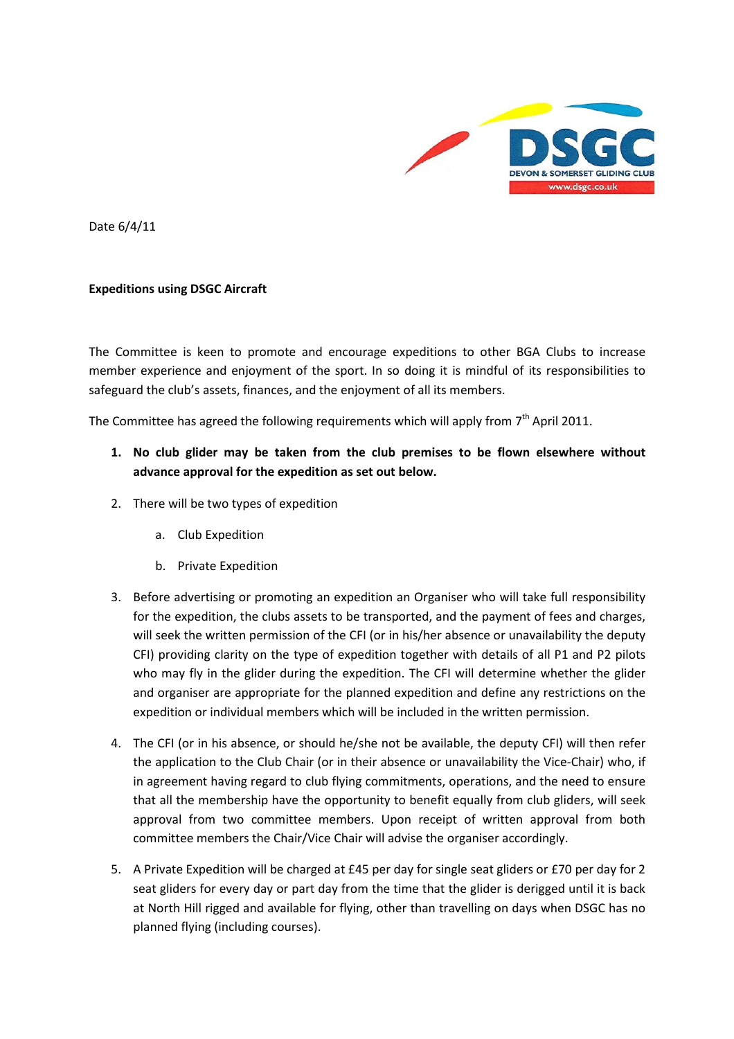Date 6/4/11

**Expeditions using DSGC Aircraft**

The Committee is keen to promote and encourage expeditions to other BGA Clubs to increase member experience and enjoyment of the sport. In so doing it is mindful of its responsibilities to safeguard the club's assets, finances, and the enjoyment of all its members.

The Committee has agreed the following requirements which will apply from 7th April 2011.

1. **No club glider may be taken from the club premises to be flown elsewhere without advance approval for the expedition as set out below.**
2. There will be two types of expedition
   a. Club Expedition
   b. Private Expedition
3. Before advertising or promoting an expedition an Organiser who will take full responsibility for the expedition, the clubs assets to be transported, and the payment of fees and charges, will seek the written permission of the CFI (or in his/her absence or unavailability the deputy CFI) providing clarity on the type of expedition together with details of all P1 and P2 pilots who may fly in the glider during the expedition. The CFI will determine whether the glider and organiser are appropriate for the planned expedition and define any restrictions on the expedition or individual members which will be included in the written permission.
4. The CFI (or in his absence, or should he/she not be available, the deputy CFI) will then refer the application to the Club Chair (or in their absence or unavailability the Vice-Chair) who, if in agreement having regard to club flying commitments, operations, and the need to ensure that all the membership have the opportunity to benefit equally from club gliders, will seek approval from two committee members. Upon receipt of written approval from both committee members the Chair/Vice Chair will advise the organiser accordingly.
5. A Private Expedition will be charged at £45 per day for single seat gliders or £70 per day for 2 seat gliders for every day or part day from the time that the glider is derigged until it is back at North Hill rigged and available for flying, other than travelling on days when DSGC has no planned flying (including courses).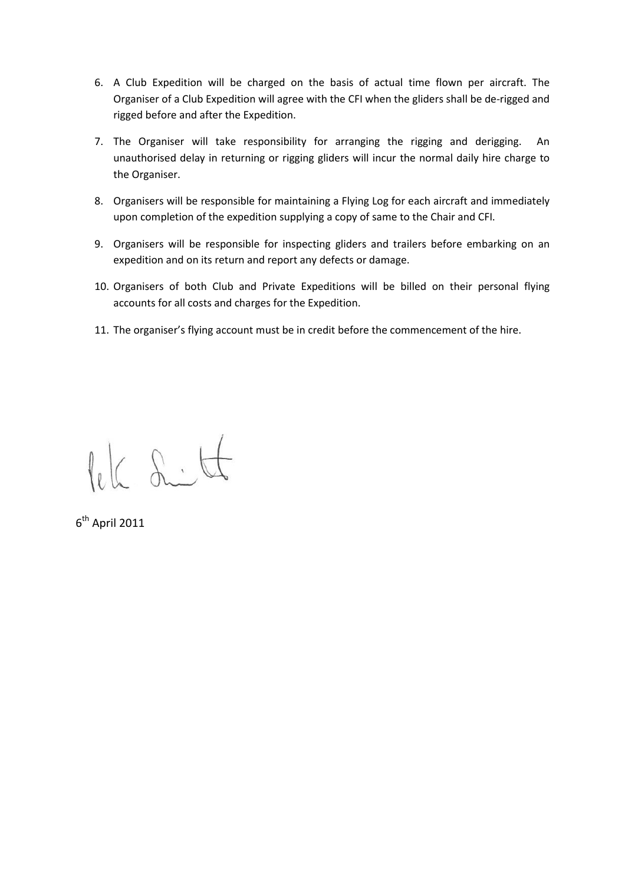6. A Club Expedition will be charged on the basis of actual time flown per aircraft. The Organiser of a Club Expedition will agree with the CFI when the gliders shall be de-rigged and rigged before and after the Expedition.

7. The Organiser will take responsibility for arranging the rigging and derigging. An unauthorised delay in returning or rigging gliders will incur the normal daily hire charge to the Organiser.

8. Organisers will be responsible for maintaining a Flying Log for each aircraft and immediately upon completion of the expedition supplying a copy of same to the Chair and CFI.

9. Organisers will be responsible for inspecting gliders and trailers before embarking on an expedition and on its return and report any defects or damage.

10. Organisers of both Club and Private Expeditions will be billed on their personal flying accounts for all costs and charges for the Expedition.

11. The organiser's flying account must be in credit before the commencement of the hire.

6th April 2011